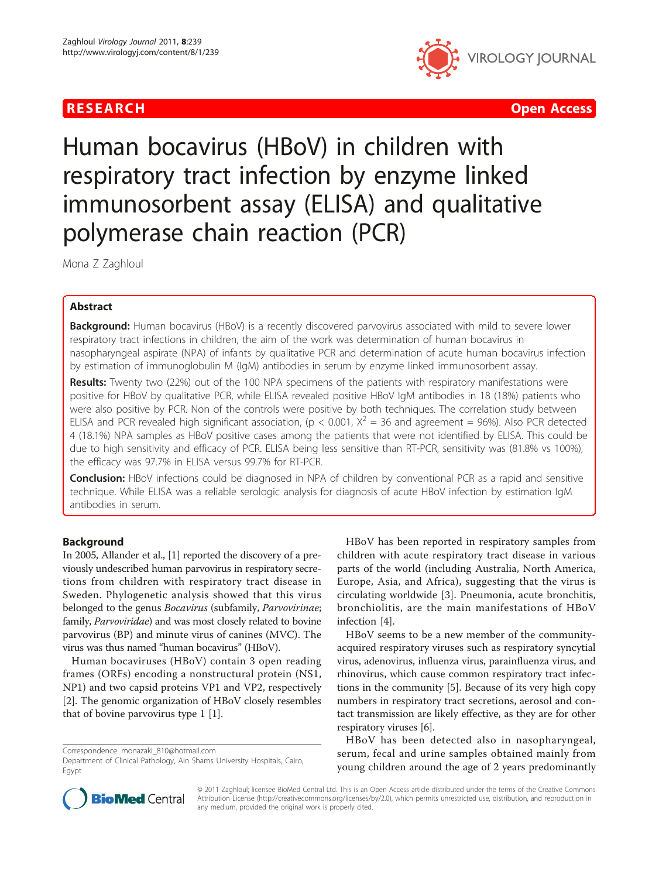RESEARCH Open Access

# Human bocavirus (HBoV) in children with respiratory tract infection by enzyme linked immunosorbent assay (ELISA) and qualitative polymerase chain reaction (PCR)

Mona Z Zaghloul

## Abstract

**Background:** Human bocavirus (HBoV) is a recently discovered parvovirus associated with mild to severe lower respiratory tract infections in children, the aim of the work was determination of human bocavirus in nasopharyngeal aspirate (NPA) of infants by qualitative PCR and determination of acute human bocavirus infection by estimation of immunoglobulin M (IgM) antibodies in serum by enzyme linked immunosorbent assay.

**Results:** Twenty two (22%) out of the 100 NPA specimens of the patients with respiratory manifestations were positive for HBoV by qualitative PCR, while ELISA revealed positive HBoV IgM antibodies in 18 (18%) patients who were also positive by PCR. Non of the controls were positive by both techniques. The correlation study between ELISA and PCR revealed high significant association, ($p < 0.001$, $X^2 = 36$ and agreement = 96%). Also PCR detected 4 (18.1%) NPA samples as HBoV positive cases among the patients that were not identified by ELISA. This could be due to high sensitivity and efficacy of PCR. ELISA being less sensitive than RT-PCR, sensitivity was (81.8% vs 100%), the efficacy was 97.7% in ELISA versus 99.7% for RT-PCR.

**Conclusion:** HBoV infections could be diagnosed in NPA of children by conventional PCR as a rapid and sensitive technique. While ELISA was a reliable serologic analysis for diagnosis of acute HBoV infection by estimation IgM antibodies in serum.

## Background

In 2005, Allander et al., [1] reported the discovery of a previously undescribed human parvovirus in respiratory secretions from children with respiratory tract disease in Sweden. Phylogenetic analysis showed that this virus belonged to the genus *Bocavirus* (subfamily, *Parvovirinae*; family, *Parvoviridae*) and was most closely related to bovine parvovirus (BP) and minute virus of canines (MVC). The virus was thus named "human bocavirus" (HBoV).

Human bocaviruses (HBoV) contain 3 open reading frames (ORFs) encoding a nonstructural protein (NS1, NP1) and two capsid proteins VP1 and VP2, respectively [2]. The genomic organization of HBoV closely resembles that of bovine parvovirus type 1 [1].

HBoV has been reported in respiratory samples from children with acute respiratory tract disease in various parts of the world (including Australia, North America, Europe, Asia, and Africa), suggesting that the virus is circulating worldwide [3]. Pneumonia, acute bronchitis, bronchiolitis, are the main manifestations of HBoV infection [4].

HBoV seems to be a new member of the community-acquired respiratory viruses such as respiratory syncytial virus, adenovirus, influenza virus, parainfluenza virus, and rhinovirus, which cause common respiratory tract infections in the community [5]. Because of its very high copy numbers in respiratory tract secretions, aerosol and contact transmission are likely effective, as they are for other respiratory viruses [6].

HBoV has been detected also in nasopharyngeal, serum, fecal and urine samples obtained mainly from young children around the age of 2 years predominantly

Correspondence: monazaki_810@hotmail.com
Department of Clinical Pathology, Ain Shams University Hospitals, Cairo, Egypt

© 2011 Zaghloul; licensee BioMed Central Ltd. This is an Open Access article distributed under the terms of the Creative Commons Attribution License (http://creativecommons.org/licenses/by/2.0), which permits unrestricted use, distribution, and reproduction in any medium, provided the original work is properly cited.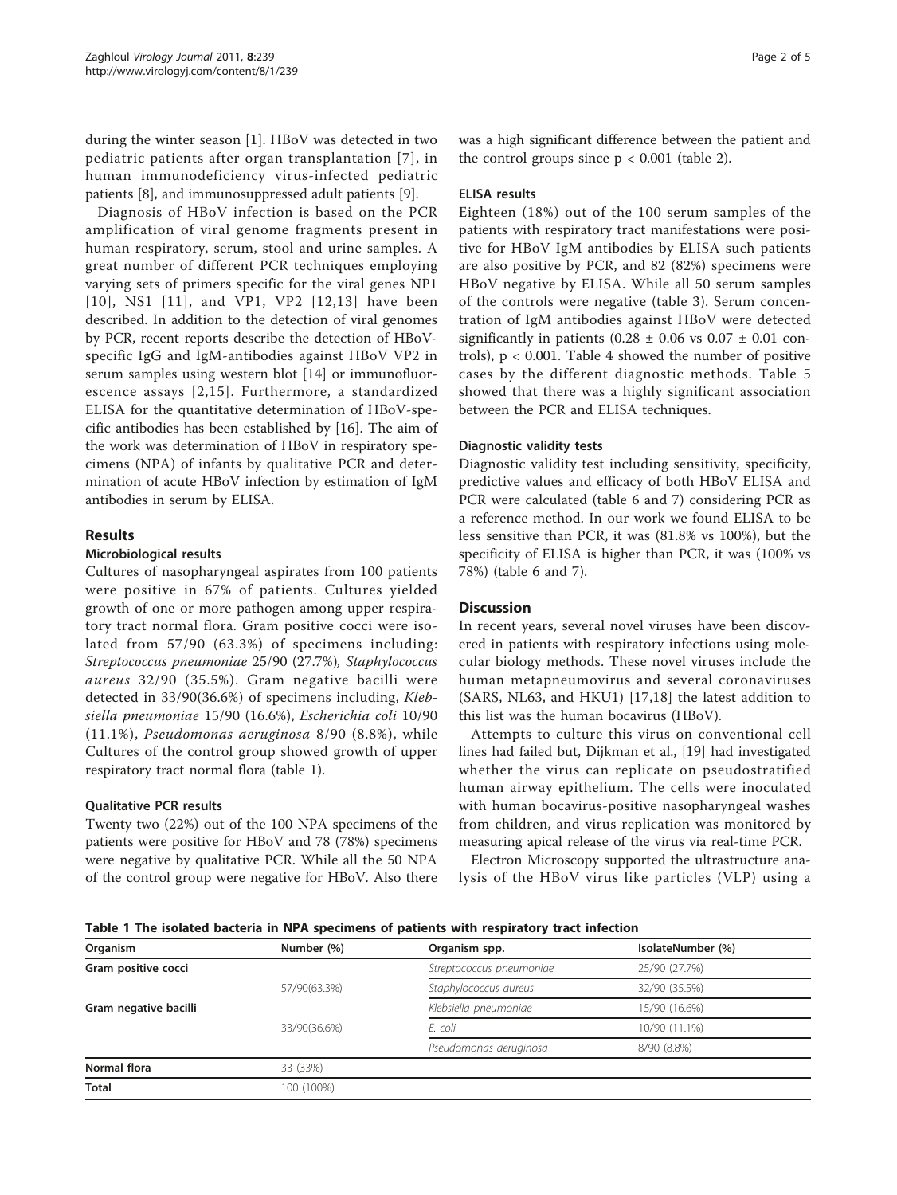during the winter season [1]. HBoV was detected in two pediatric patients after organ transplantation [7], in human immunodeficiency virus-infected pediatric patients [8], and immunosuppressed adult patients [9].

Diagnosis of HBoV infection is based on the PCR amplification of viral genome fragments present in human respiratory, serum, stool and urine samples. A great number of different PCR techniques employing varying sets of primers specific for the viral genes NP1 [10], NS1 [11], and VP1, VP2 [12,13] have been described. In addition to the detection of viral genomes by PCR, recent reports describe the detection of HBoV-specific IgG and IgM-antibodies against HBoV VP2 in serum samples using western blot [14] or immunofluorescence assays [2,15]. Furthermore, a standardized ELISA for the quantitative determination of HBoV-specific antibodies has been established by [16]. The aim of the work was determination of HBoV in respiratory specimens (NPA) of infants by qualitative PCR and determination of acute HBoV infection by estimation of IgM antibodies in serum by ELISA.

## Results

### Microbiological results

Cultures of nasopharyngeal aspirates from 100 patients were positive in 67% of patients. Cultures yielded growth of one or more pathogen among upper respiratory tract normal flora. Gram positive cocci were isolated from 57/90 (63.3%) of specimens including: *Streptococcus pneumoniae* 25/90 (27.7%), *Staphylococcus aureus* 32/90 (35.5%). Gram negative bacilli were detected in 33/90(36.6%) of specimens including, *Klebsiella pneumoniae* 15/90 (16.6%), *Escherichia coli* 10/90 (11.1%), *Pseudomonas aeruginosa* 8/90 (8.8%), while Cultures of the control group showed growth of upper respiratory tract normal flora (table 1).

### Qualitative PCR results

Twenty two (22%) out of the 100 NPA specimens of the patients were positive for HBoV and 78 (78%) specimens were negative by qualitative PCR. While all the 50 NPA of the control group were negative for HBoV. Also there was a high significant difference between the patient and the control groups since $p < 0.001$ (table 2).

### ELISA results

Eighteen (18%) out of the 100 serum samples of the patients with respiratory tract manifestations were positive for HBoV IgM antibodies by ELISA such patients are also positive by PCR, and 82 (82%) specimens were HBoV negative by ELISA. While all 50 serum samples of the controls were negative (table 3). Serum concentration of IgM antibodies against HBoV were detected significantly in patients ($0.28 \pm 0.06$ vs $0.07 \pm 0.01$ controls), $p < 0.001$. Table 4 showed the number of positive cases by the different diagnostic methods. Table 5 showed that there was a highly significant association between the PCR and ELISA techniques.

### Diagnostic validity tests

Diagnostic validity test including sensitivity, specificity, predictive values and efficacy of both HBoV ELISA and PCR were calculated (table 6 and 7) considering PCR as a reference method. In our work we found ELISA to be less sensitive than PCR, it was (81.8% vs 100%), but the specificity of ELISA is higher than PCR, it was (100% vs 78%) (table 6 and 7).

## Discussion

In recent years, several novel viruses have been discovered in patients with respiratory infections using molecular biology methods. These novel viruses include the human metapneumovirus and several coronaviruses (SARS, NL63, and HKU1) [17,18] the latest addition to this list was the human bocavirus (HBoV).

Attempts to culture this virus on conventional cell lines had failed but, Dijkman et al., [19] had investigated whether the virus can replicate on pseudostratified human airway epithelium. The cells were inoculated with human bocavirus-positive nasopharyngeal washes from children, and virus replication was monitored by measuring apical release of the virus via real-time PCR.

Electron Microscopy supported the ultrastructure analysis of the HBoV virus like particles (VLP) using a

**Table 1 The isolated bacteria in NPA specimens of patients with respiratory tract infection**

| Organism | Number (%) | Organism spp. | IsolateNumber (%) |
|---|---|---|---|
| Gram positive cocci | | *Streptococcus pneumoniae* | 25/90 (27.7%) |
| | 57/90(63.3%) | *Staphylococcus aureus* | 32/90 (35.5%) |
| Gram negative bacilli | | *Klebsiella pneumoniae* | 15/90 (16.6%) |
| | 33/90(36.6%) | *E. coli* | 10/90 (11.1%) |
| | | *Pseudomonas aeruginosa* | 8/90 (8.8%) |
| Normal flora | 33 (33%) | | |
| Total | 100 (100%) | | |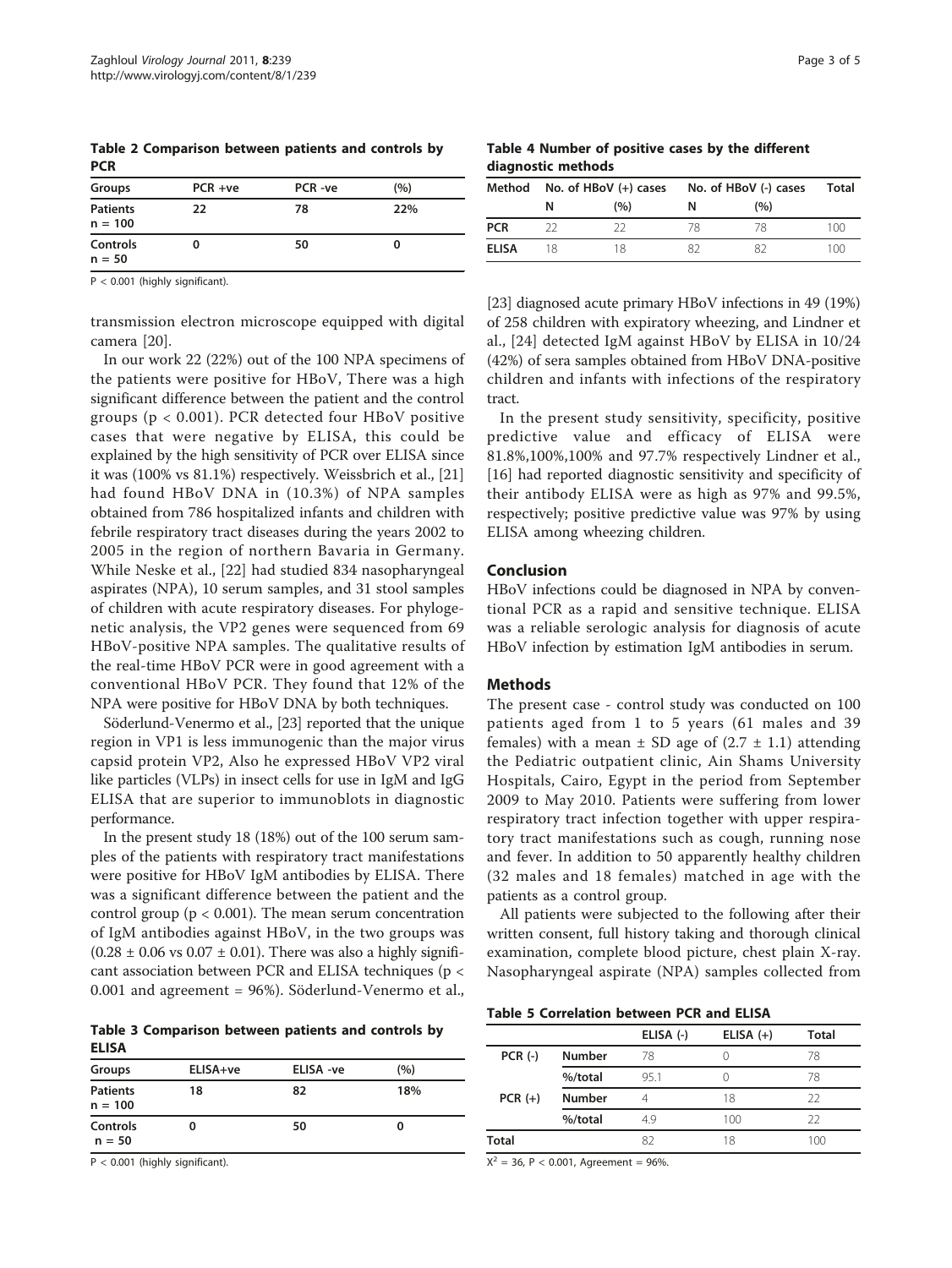**Table 2 Comparison between patients and controls by PCR**

| Groups | PCR +ve | PCR -ve | (%) |
|---|---|---|---|
| **Patients n = 100** | **22** | **78** | **22%** |
| **Controls n = 50** | **0** | **50** | **0** |

$P < 0.001$ (highly significant).

transmission electron microscope equipped with digital camera [20].

In our work 22 (22%) out of the 100 NPA specimens of the patients were positive for HBoV, There was a high significant difference between the patient and the control groups ($p < 0.001$). PCR detected four HBoV positive cases that were negative by ELISA, this could be explained by the high sensitivity of PCR over ELISA since it was (100% vs 81.1%) respectively. Weissbrich et al., [21] had found HBoV DNA in (10.3%) of NPA samples obtained from 786 hospitalized infants and children with febrile respiratory tract diseases during the years 2002 to 2005 in the region of northern Bavaria in Germany. While Neske et al., [22] had studied 834 nasopharyngeal aspirates (NPA), 10 serum samples, and 31 stool samples of children with acute respiratory diseases. For phylogenetic analysis, the VP2 genes were sequenced from 69 HBoV-positive NPA samples. The qualitative results of the real-time HBoV PCR were in good agreement with a conventional HBoV PCR. They found that 12% of the NPA were positive for HBoV DNA by both techniques.

Söderlund-Venermo et al., [23] reported that the unique region in VP1 is less immunogenic than the major virus capsid protein VP2, Also he expressed HBoV VP2 viral like particles (VLPs) in insect cells for use in IgM and IgG ELISA that are superior to immunoblots in diagnostic performance.

In the present study 18 (18%) out of the 100 serum samples of the patients with respiratory tract manifestations were positive for HBoV IgM antibodies by ELISA. There was a significant difference between the patient and the control group ($p < 0.001$). The mean serum concentration of IgM antibodies against HBoV, in the two groups was ($0.28 \pm 0.06$ vs $0.07 \pm 0.01$). There was also a highly significant association between PCR and ELISA techniques ($p < 0.001$ and agreement = 96%). Söderlund-Venermo et al., [23] diagnosed acute primary HBoV infections in 49 (19%) of 258 children with expiratory wheezing, and Lindner et al., [24] detected IgM against HBoV by ELISA in 10/24 (42%) of sera samples obtained from HBoV DNA-positive children and infants with infections of the respiratory tract.

**Table 3 Comparison between patients and controls by ELISA**

| Groups | ELISA+ve | ELISA -ve | (%) |
|---|---|---|---|
| **Patients n = 100** | **18** | **82** | **18%** |
| **Controls n = 50** | **0** | **50** | **0** |

$P < 0.001$ (highly significant).

**Table 4 Number of positive cases by the different diagnostic methods**

| Method | No. of HBoV (+) cases | | No. of HBoV (-) cases | | Total |
|---|---|---|---|---|---|
| | N | (%) | N | (%) | |
| **PCR** | 22 | 22 | 78 | 78 | 100 |
| **ELISA** | 18 | 18 | 82 | 82 | 100 |

In the present study sensitivity, specificity, positive predictive value and efficacy of ELISA were 81.8%,100%,100% and 97.7% respectively Lindner et al., [16] had reported diagnostic sensitivity and specificity of their antibody ELISA were as high as 97% and 99.5%, respectively; positive predictive value was 97% by using ELISA among wheezing children.

## Conclusion

HBoV infections could be diagnosed in NPA by conventional PCR as a rapid and sensitive technique. ELISA was a reliable serologic analysis for diagnosis of acute HBoV infection by estimation IgM antibodies in serum.

## Methods

The present case - control study was conducted on 100 patients aged from 1 to 5 years (61 males and 39 females) with a mean ± SD age of ($2.7 \pm 1.1$) attending the Pediatric outpatient clinic, Ain Shams University Hospitals, Cairo, Egypt in the period from September 2009 to May 2010. Patients were suffering from lower respiratory tract infection together with upper respiratory tract manifestations such as cough, running nose and fever. In addition to 50 apparently healthy children (32 males and 18 females) matched in age with the patients as a control group.

All patients were subjected to the following after their written consent, full history taking and thorough clinical examination, complete blood picture, chest plain X-ray. Nasopharyngeal aspirate (NPA) samples collected from

**Table 5 Correlation between PCR and ELISA**

| | | ELISA (-) | ELISA (+) | Total |
|---|---|---|---|---|
| **PCR (-)** | **Number** | 78 | 0 | 78 |
| | **%/total** | 95.1 | 0 | 78 |
| **PCR (+)** | **Number** | 4 | 18 | 22 |
| | **%/total** | 4.9 | 100 | 22 |
| **Total** | | 82 | 18 | 100 |

$X^2 = 36$, $P < 0.001$, Agreement = 96%.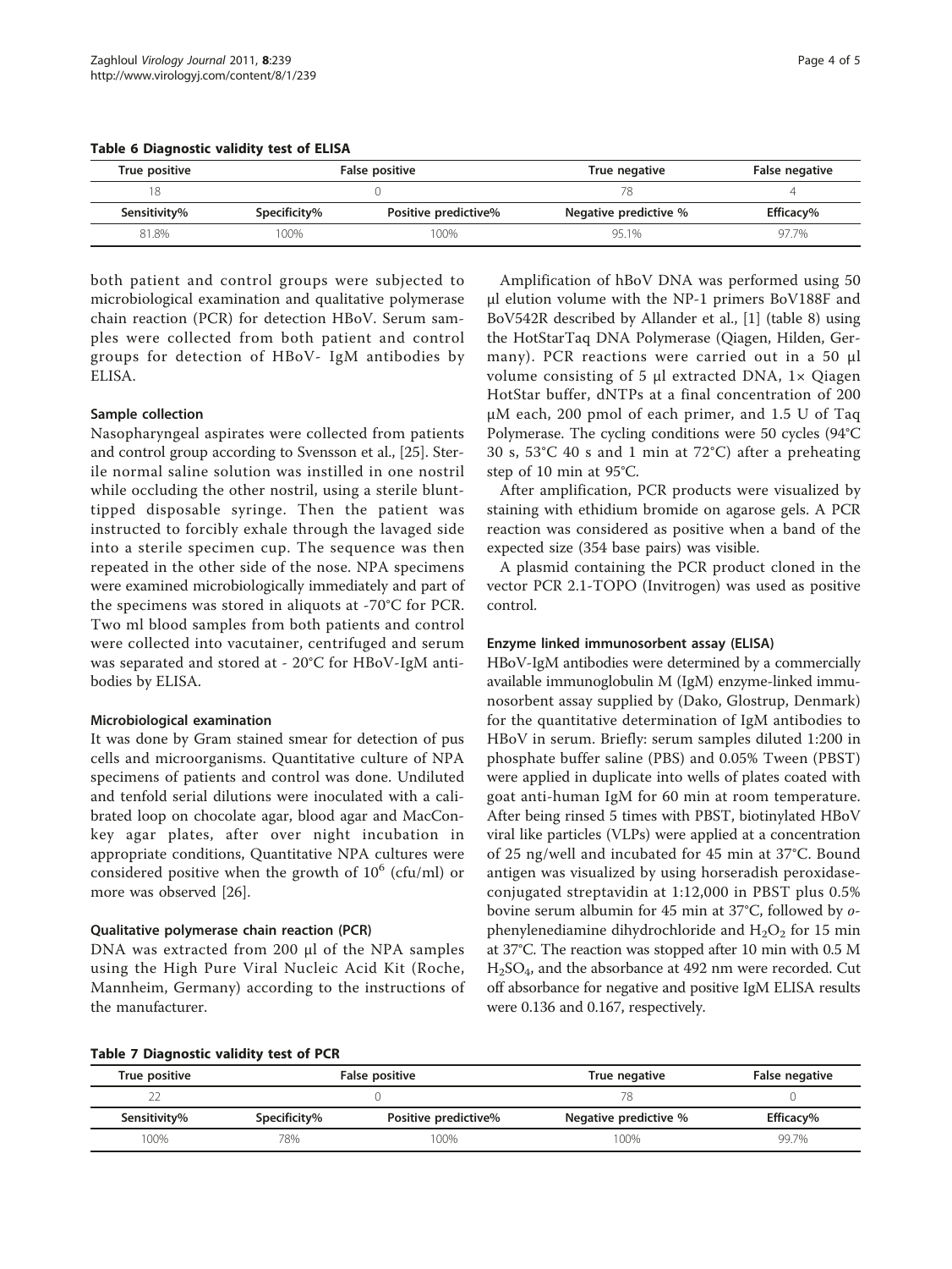**Table 6 Diagnostic validity test of ELISA**

| True positive | False positive | | True negative | False negative |
|---|---|---|---|---|
| 18 | 0 | | 78 | 4 |
| Sensitivity% | Specificity% | Positive predictive% | Negative predictive % | Efficacy% |
| 81.8% | 100% | 100% | 95.1% | 97.7% |

both patient and control groups were subjected to microbiological examination and qualitative polymerase chain reaction (PCR) for detection HBoV. Serum samples were collected from both patient and control groups for detection of HBoV- IgM antibodies by ELISA.

#### Sample collection

Nasopharyngeal aspirates were collected from patients and control group according to Svensson et al., [25]. Sterile normal saline solution was instilled in one nostril while occluding the other nostril, using a sterile blunt-tipped disposable syringe. Then the patient was instructed to forcibly exhale through the lavaged side into a sterile specimen cup. The sequence was then repeated in the other side of the nose. NPA specimens were examined microbiologically immediately and part of the specimens was stored in aliquots at -70°C for PCR. Two ml blood samples from both patients and control were collected into vacutainer, centrifuged and serum was separated and stored at - 20°C for HBoV-IgM antibodies by ELISA.

#### Microbiological examination

It was done by Gram stained smear for detection of pus cells and microorganisms. Quantitative culture of NPA specimens of patients and control was done. Undiluted and tenfold serial dilutions were inoculated with a calibrated loop on chocolate agar, blood agar and MacConkey agar plates, after over night incubation in appropriate conditions, Quantitative NPA cultures were considered positive when the growth of $10^6$ (cfu/ml) or more was observed [26].

#### Qualitative polymerase chain reaction (PCR)

DNA was extracted from 200 µl of the NPA samples using the High Pure Viral Nucleic Acid Kit (Roche, Mannheim, Germany) according to the instructions of the manufacturer.

Amplification of hBoV DNA was performed using 50 µl elution volume with the NP-1 primers BoV188F and BoV542R described by Allander et al., [1] (table 8) using the HotStarTaq DNA Polymerase (Qiagen, Hilden, Germany). PCR reactions were carried out in a 50 µl volume consisting of 5 µl extracted DNA, 1× Qiagen HotStar buffer, dNTPs at a final concentration of 200 µM each, 200 pmol of each primer, and 1.5 U of Taq Polymerase. The cycling conditions were 50 cycles (94°C 30 s, 53°C 40 s and 1 min at 72°C) after a preheating step of 10 min at 95°C.

After amplification, PCR products were visualized by staining with ethidium bromide on agarose gels. A PCR reaction was considered as positive when a band of the expected size (354 base pairs) was visible.

A plasmid containing the PCR product cloned in the vector PCR 2.1-TOPO (Invitrogen) was used as positive control.

#### Enzyme linked immunosorbent assay (ELISA)

HBoV-IgM antibodies were determined by a commercially available immunoglobulin M (IgM) enzyme-linked immunosorbent assay supplied by (Dako, Glostrup, Denmark) for the quantitative determination of IgM antibodies to HBoV in serum. Briefly: serum samples diluted 1:200 in phosphate buffer saline (PBS) and 0.05% Tween (PBST) were applied in duplicate into wells of plates coated with goat anti-human IgM for 60 min at room temperature. After being rinsed 5 times with PBST, biotinylated HBoV viral like particles (VLPs) were applied at a concentration of 25 ng/well and incubated for 45 min at 37°C. Bound antigen was visualized by using horseradish peroxidase-conjugated streptavidin at 1:12,000 in PBST plus 0.5% bovine serum albumin for 45 min at 37°C, followed by *o*-phenylenediamine dihydrochloride and $H_2O_2$ for 15 min at 37°C. The reaction was stopped after 10 min with 0.5 M $H_2SO_4$, and the absorbance at 492 nm were recorded. Cut off absorbance for negative and positive IgM ELISA results were 0.136 and 0.167, respectively.

**Table 7 Diagnostic validity test of PCR**

| True positive | False positive | | True negative | False negative |
|---|---|---|---|---|
| 22 | 0 | | 78 | 0 |
| Sensitivity% | Specificity% | Positive predictive% | Negative predictive % | Efficacy% |
| 100% | 78% | 100% | 100% | 99.7% |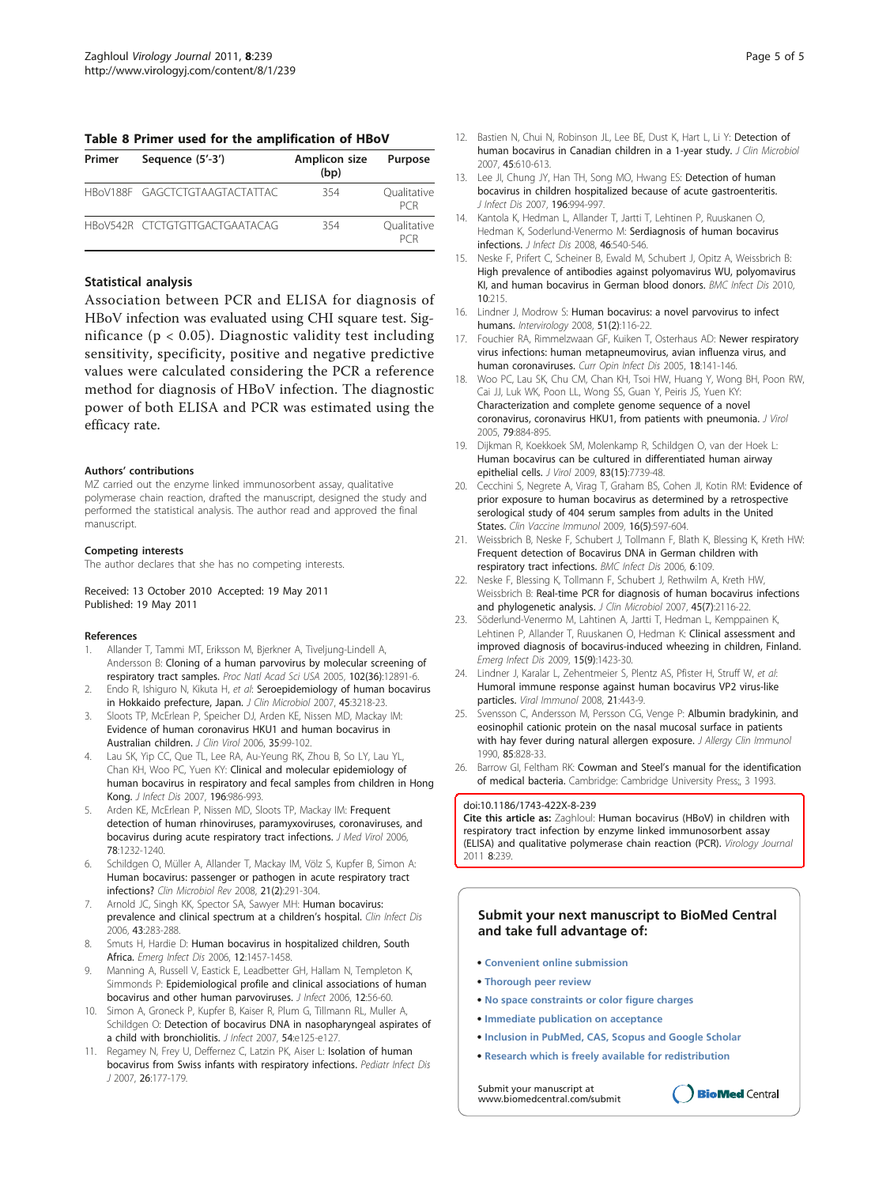**Table 8 Primer used for the amplification of HBoV**

| Primer | Sequence (5'-3') | Amplicon size (bp) | Purpose |
|---|---|---|---|
| HBoV188F | GAGCTCTGTAAGTACTATTAC | 354 | Qualitative PCR |
| HBoV542R | CTCTGTGTTGACTGAATACAG | 354 | Qualitative PCR |

### Statistical analysis

Association between PCR and ELISA for diagnosis of HBoV infection was evaluated using CHI square test. Significance ($p < 0.05$). Diagnostic validity test including sensitivity, specificity, positive and negative predictive values were calculated considering the PCR a reference method for diagnosis of HBoV infection. The diagnostic power of both ELISA and PCR was estimated using the efficacy rate.

#### Authors' contributions

MZ carried out the enzyme linked immunosorbent assay, qualitative polymerase chain reaction, drafted the manuscript, designed the study and performed the statistical analysis. The author read and approved the final manuscript.

#### Competing interests

The author declares that she has no competing interests.

Received: 13 October 2010 Accepted: 19 May 2011
Published: 19 May 2011

#### References

1. Allander T, Tammi MT, Eriksson M, Bjerkner A, Tiveljung-Lindell A, Andersson B: **Cloning of a human parvovirus by molecular screening of respiratory tract samples.** *Proc Natl Acad Sci USA* 2005, **102(36)**:12891-6.
2. Endo R, Ishiguro N, Kikuta H, *et al*: **Seroepidemiology of human bocavirus in Hokkaido prefecture, Japan.** *J Clin Microbiol* 2007, **45**:3218-23.
3. Sloots TP, McErlean P, Speicher DJ, Arden KE, Nissen MD, Mackay IM: **Evidence of human coronavirus HKU1 and human bocavirus in Australian children.** *J Clin Virol* 2006, **35**:99-102.
4. Lau SK, Yip CC, Que TL, Lee RA, Au-Yeung RK, Zhou B, So LY, Lau YL, Chan KH, Woo PC, Yuen KY: **Clinical and molecular epidemiology of human bocavirus in respiratory and fecal samples from children in Hong Kong.** *J Infect Dis* 2007, **196**:986-993.
5. Arden KE, McErlean P, Nissen MD, Sloots TP, Mackay IM: **Frequent detection of human rhinoviruses, paramyxoviruses, coronaviruses, and bocavirus during acute respiratory tract infections.** *J Med Virol* 2006, **78**:1232-1240.
6. Schildgen O, Müller A, Allander T, Mackay IM, Völz S, Kupfer B, Simon A: **Human bocavirus: passenger or pathogen in acute respiratory tract infections?** *Clin Microbiol Rev* 2008, **21(2)**:291-304.
7. Arnold JC, Singh KK, Spector SA, Sawyer MH: **Human bocavirus: prevalence and clinical spectrum at a children's hospital.** *Clin Infect Dis* 2006, **43**:283-288.
8. Smuts H, Hardie D: **Human bocavirus in hospitalized children, South Africa.** *Emerg Infect Dis* 2006, **12**:1457-1458.
9. Manning A, Russell V, Eastick E, Leadbetter GH, Hallam N, Templeton K, Simmonds P: **Epidemiological profile and clinical associations of human bocavirus and other human parvoviruses.** *J Infect* 2006, **12**:56-60.
10. Simon A, Groneck P, Kupfer B, Kaiser R, Plum G, Tillmann RL, Muller A, Schildgen O: **Detection of bocavirus DNA in nasopharyngeal aspirates of a child with bronchiolitis.** *J Infect* 2007, **54**:e125-e127.
11. Regamey N, Frey U, Deffernez C, Latzin PK, Aiser L: **Isolation of human bocavirus from Swiss infants with respiratory infections.** *Pediatr Infect Dis J* 2007, **26**:177-179.
12. Bastien N, Chui N, Robinson JL, Lee BE, Dust K, Hart L, Li Y: **Detection of human bocavirus in Canadian children in a 1-year study.** *J Clin Microbiol* 2007, **45**:610-613.
13. Lee JI, Chung JY, Han TH, Song MO, Hwang ES: **Detection of human bocavirus in children hospitalized because of acute gastroenteritis.** *J Infect Dis* 2007, **196**:994-997.
14. Kantola K, Hedman L, Allander T, Jartti T, Lehtinen P, Ruuskanen O, Hedman K, Soderlund-Venermo M: **Serdiagnosis of human bocavirus infections.** *J Infect Dis* 2008, **46**:540-546.
15. Neske F, Prifert C, Scheiner B, Ewald M, Schubert J, Opitz A, Weissbrich B: **High prevalence of antibodies against polyomavirus WU, polyomavirus KI, and human bocavirus in German blood donors.** *BMC Infect Dis* 2010, **10**:215.
16. Lindner J, Modrow S: **Human bocavirus: a novel parvovirus to infect humans.** *Intervirology* 2008, **51(2)**:116-22.
17. Fouchier RA, Rimmelzwaan GF, Kuiken T, Osterhaus AD: **Newer respiratory virus infections: human metapneumovirus, avian influenza virus, and human coronaviruses.** *Curr Opin Infect Dis* 2005, **18**:141-146.
18. Woo PC, Lau SK, Chu CM, Chan KH, Tsoi HW, Huang Y, Wong BH, Poon RW, Cai JJ, Luk WK, Poon LL, Wong SS, Guan Y, Peiris JS, Yuen KY: **Characterization and complete genome sequence of a novel coronavirus, coronavirus HKU1, from patients with pneumonia.** *J Virol* 2005, **79**:884-895.
19. Dijkman R, Koekkoek SM, Molenkamp R, Schildgen O, van der Hoek L: **Human bocavirus can be cultured in differentiated human airway epithelial cells.** *J Virol* 2009, **83(15)**:7739-48.
20. Cecchini S, Negrete A, Virag T, Graham BS, Cohen JI, Kotin RM: **Evidence of prior exposure to human bocavirus as determined by a retrospective serological study of 404 serum samples from adults in the United States.** *Clin Vaccine Immunol* 2009, **16(5)**:597-604.
21. Weissbrich B, Neske F, Schubert J, Tollmann F, Blath K, Blessing K, Kreth HW: **Frequent detection of Bocavirus DNA in German children with respiratory tract infections.** *BMC Infect Dis* 2006, **6**:109.
22. Neske F, Blessing K, Tollmann F, Schubert J, Rethwilm A, Kreth HW, Weissbrich B: **Real-time PCR for diagnosis of human bocavirus infections and phylogenetic analysis.** *J Clin Microbiol* 2007, **45(7)**:2116-22.
23. Söderlund-Venermo M, Lahtinen A, Jartti T, Hedman L, Kemppainen K, Lehtinen P, Allander T, Ruuskanen O, Hedman K: **Clinical assessment and improved diagnosis of bocavirus-induced wheezing in children, Finland.** *Emerg Infect Dis* 2009, **15(9)**:1423-30.
24. Lindner J, Karalar L, Zehentmeier S, Plentz AS, Pfister H, Struff W, *et al*: **Humoral immune response against human bocavirus VP2 virus-like particles.** *Viral Immunol* 2008, **21**:443-9.
25. Svensson C, Andersson M, Persson CG, Venge P: **Albumin bradykinin, and eosinophil cationic protein on the nasal mucosal surface in patients with hay fever during natural allergen exposure.** *J Allergy Clin Immunol* 1990, **85**:828-33.
26. Barrow GI, Feltham RK: **Cowman and Steel's manual for the identification of medical bacteria.** Cambridge: Cambridge University Press;, 3 1993.

doi:10.1186/1743-422X-8-239
**Cite this article as:** Zaghloul: Human bocavirus (HBoV) in children with respiratory tract infection by enzyme linked immunosorbent assay (ELISA) and qualitative polymerase chain reaction (PCR). *Virology Journal* 2011 **8**:239.

**Submit your next manuscript to BioMed Central and take full advantage of:**

- Convenient online submission
- Thorough peer review
- No space constraints or color figure charges
- Immediate publication on acceptance
- Inclusion in PubMed, CAS, Scopus and Google Scholar
- Research which is freely available for redistribution

Submit your manuscript at
www.biomedcentral.com/submit